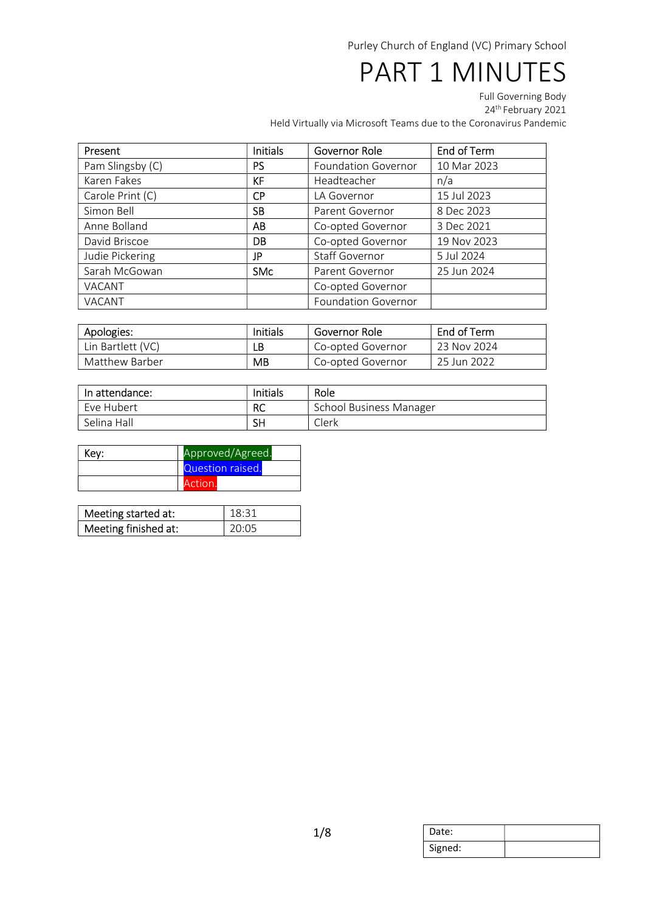Purley Church of England (VC) Primary School

# PART 1 MINUTES

Full Governing Body
24th February 2021
Held Virtually via Microsoft Teams due to the Coronavirus Pandemic

| Present | Initials | Governor Role | End of Term |
|---|---|---|---|
| Pam Slingsby (C) | PS | Foundation Governor | 10 Mar 2023 |
| Karen Fakes | KF | Headteacher | n/a |
| Carole Print (C) | CP | LA Governor | 15 Jul 2023 |
| Simon Bell | SB | Parent Governor | 8 Dec 2023 |
| Anne Bolland | AB | Co-opted Governor | 3 Dec 2021 |
| David Briscoe | DB | Co-opted Governor | 19 Nov 2023 |
| Judie Pickering | JP | Staff Governor | 5 Jul 2024 |
| Sarah McGowan | SMc | Parent Governor | 25 Jun 2024 |
| VACANT | | Co-opted Governor | |
| VACANT | | Foundation Governor | |

| Apologies: | Initials | Governor Role | End of Term |
|---|---|---|---|
| Lin Bartlett (VC) | LB | Co-opted Governor | 23 Nov 2024 |
| Matthew Barber | MB | Co-opted Governor | 25 Jun 2022 |

| In attendance: | Initials | Role |
|---|---|---|
| Eve Hubert | RC | School Business Manager |
| Selina Hall | SH | Clerk |

| Key: | |
|---|---|
| | Approved/Agreed. |
| | Question raised. |
| | Action. |

| Meeting started at: | 18:31 |
|---|---|
| Meeting finished at: | 20:05 |

| Date: | |
|---|---|
| Signed: | |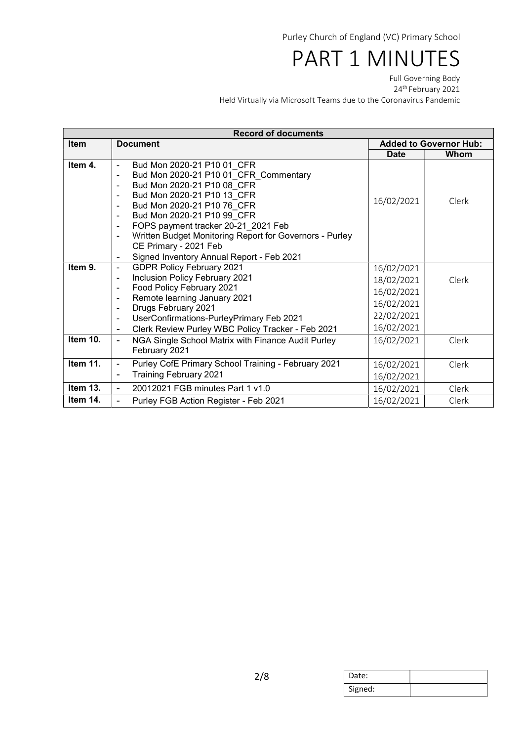Purley Church of England (VC) Primary School

# PART 1 MINUTES

Full Governing Body
24th February 2021
Held Virtually via Microsoft Teams due to the Coronavirus Pandemic

| Record of documents | | | |
|---|---|---|---|
| **Item** | **Document** | **Added to Governor Hub:** | |
| | | **Date** | **Whom** |
| **Item 4.** | - Bud Mon 2020-21 P10 01_CFR<br>- Bud Mon 2020-21 P10 01_CFR_Commentary<br>- Bud Mon 2020-21 P10 08_CFR<br>- Bud Mon 2020-21 P10 13_CFR<br>- Bud Mon 2020-21 P10 76_CFR<br>- Bud Mon 2020-21 P10 99_CFR<br>- FOPS payment tracker 20-21_2021 Feb<br>- Written Budget Monitoring Report for Governors - Purley CE Primary - 2021 Feb<br>- Signed Inventory Annual Report - Feb 2021 | 16/02/2021 | Clerk |
| **Item 9.** | - GDPR Policy February 2021<br>- Inclusion Policy February 2021<br>- Food Policy February 2021<br>- Remote learning January 2021<br>- Drugs February 2021<br>- UserConfirmations-PurleyPrimary Feb 2021<br>- Clerk Review Purley WBC Policy Tracker - Feb 2021 | 16/02/2021<br>18/02/2021<br>16/02/2021<br>16/02/2021<br>22/02/2021<br>16/02/2021 | Clerk |
| **Item 10.** | - NGA Single School Matrix with Finance Audit Purley February 2021 | 16/02/2021 | Clerk |
| **Item 11.** | - Purley CofE Primary School Training - February 2021<br>- Training February 2021 | 16/02/2021<br>16/02/2021 | Clerk |
| **Item 13.** | - 20012021 FGB minutes Part 1 v1.0 | 16/02/2021 | Clerk |
| **Item 14.** | - Purley FGB Action Register - Feb 2021 | 16/02/2021 | Clerk |

| Date: | |
|---|---|
| Signed: | |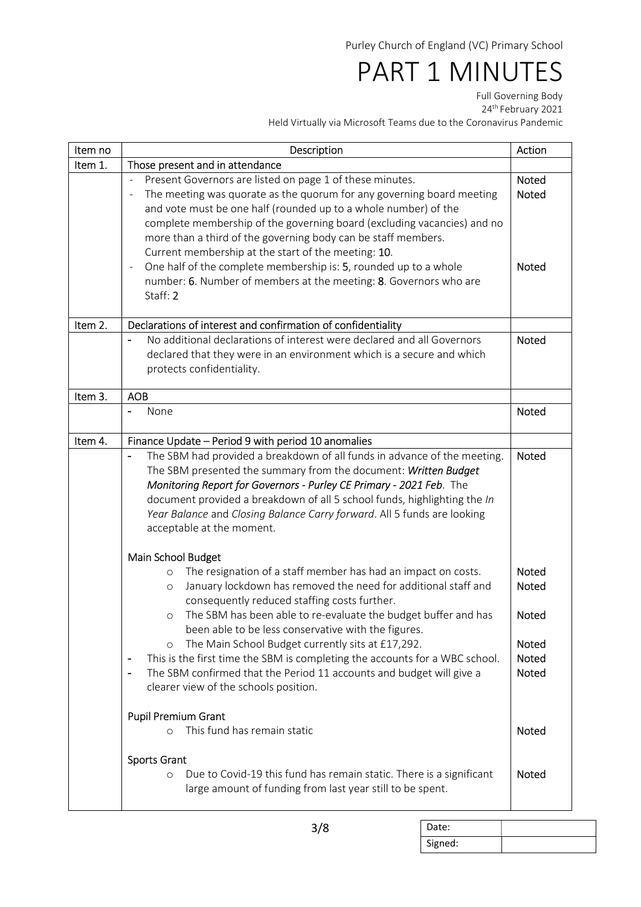Purley Church of England (VC) Primary School

# PART 1 MINUTES

Full Governing Body
24th February 2021
Held Virtually via Microsoft Teams due to the Coronavirus Pandemic

| Item no | Description | Action |
|---|---|---|
| Item 1. | Those present and in attendance | |
| | - Present Governors are listed on page 1 of these minutes. | Noted |
| | - The meeting was quorate as the quorum for any governing board meeting and vote must be one half (rounded up to a whole number) of the complete membership of the governing board (excluding vacancies) and no more than a third of the governing body can be staff members. Current membership at the start of the meeting: **10**. | Noted |
| | - One half of the complete membership is: **5**, rounded up to a whole number: **6**. Number of members at the meeting: **8**. Governors who are Staff: **2** | Noted |
| Item 2. | Declarations of interest and confirmation of confidentiality | |
| | - No additional declarations of interest were declared and all Governors declared that they were in an environment which is a secure and which protects confidentiality. | Noted |
| Item 3. | AOB | |
| | - None | Noted |
| Item 4. | Finance Update – Period 9 with period 10 anomalies | |
| | - The SBM had provided a breakdown of all funds in advance of the meeting. The SBM presented the summary from the document: ***Written Budget Monitoring Report for Governors - Purley CE Primary - 2021 Feb***. The document provided a breakdown of all 5 school funds, highlighting the *In Year Balance* and *Closing Balance Carry forward*. All 5 funds are looking acceptable at the moment. | Noted |
| | Main School Budget | |
| | o The resignation of a staff member has had an impact on costs. | Noted |
| | o January lockdown has removed the need for additional staff and consequently reduced staffing costs further. | Noted |
| | o The SBM has been able to re-evaluate the budget buffer and has been able to be less conservative with the figures. | Noted |
| | o The Main School Budget currently sits at £17,292. | Noted |
| | - This is the first time the SBM is completing the accounts for a WBC school. | Noted |
| | - The SBM confirmed that the Period 11 accounts and budget will give a clearer view of the schools position. | Noted |
| | Pupil Premium Grant | |
| | o This fund has remain static | Noted |
| | Sports Grant | |
| | o Due to Covid-19 this fund has remain static. There is a significant large amount of funding from last year still to be spent. | Noted |

| Date: | |
|---|---|
| Signed: | |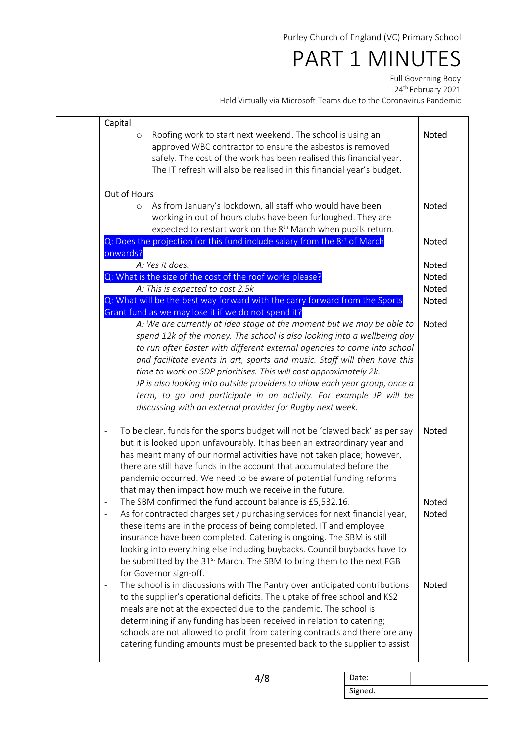| | | |
|---|---|---|
| | Capital | |
| | ○ Roofing work to start next weekend. The school is using an approved WBC contractor to ensure the asbestos is removed safely. The cost of the work has been realised this financial year. The IT refresh will also be realised in this financial year's budget. | Noted |
| | Out of Hours | |
| | ○ As from January's lockdown, all staff who would have been working in out of hours clubs have been furloughed. They are expected to restart work on the 8th March when pupils return. | Noted |
| | Q: Does the projection for this fund include salary from the 8th of March onwards? | Noted |
| | *A: Yes it does.* | Noted |
| | Q: What is the size of the cost of the roof works please? | Noted |
| | *A: This is expected to cost 2.5k* | Noted |
| | Q: What will be the best way forward with the carry forward from the Sports Grant fund as we may lose it if we do not spend it? | Noted |
| | *A: We are currently at idea stage at the moment but we may be able to spend 12k of the money. The school is also looking into a wellbeing day to run after Easter with different external agencies to come into school and facilitate events in art, sports and music. Staff will then have this time to work on SDP prioritises. This will cost approximately 2k. JP is also looking into outside providers to allow each year group, once a term, to go and participate in an activity. For example JP will be discussing with an external provider for Rugby next week.* | Noted |
| | - To be clear, funds for the sports budget will not be 'clawed back' as per say but it is looked upon unfavourably. It has been an extraordinary year and has meant many of our normal activities have not taken place; however, there are still have funds in the account that accumulated before the pandemic occurred. We need to be aware of potential funding reforms that may then impact how much we receive in the future. | Noted |
| | - The SBM confirmed the fund account balance is £5,532.16. | Noted |
| | - As for contracted charges set / purchasing services for next financial year, these items are in the process of being completed. IT and employee insurance have been completed. Catering is ongoing. The SBM is still looking into everything else including buybacks. Council buybacks have to be submitted by the 31st March. The SBM to bring them to the next FGB for Governor sign-off. | Noted |
| | - The school is in discussions with The Pantry over anticipated contributions to the supplier's operational deficits. The uptake of free school and KS2 meals are not at the expected due to the pandemic. The school is determining if any funding has been received in relation to catering; schools are not allowed to profit from catering contracts and therefore any catering funding amounts must be presented back to the supplier to assist | Noted |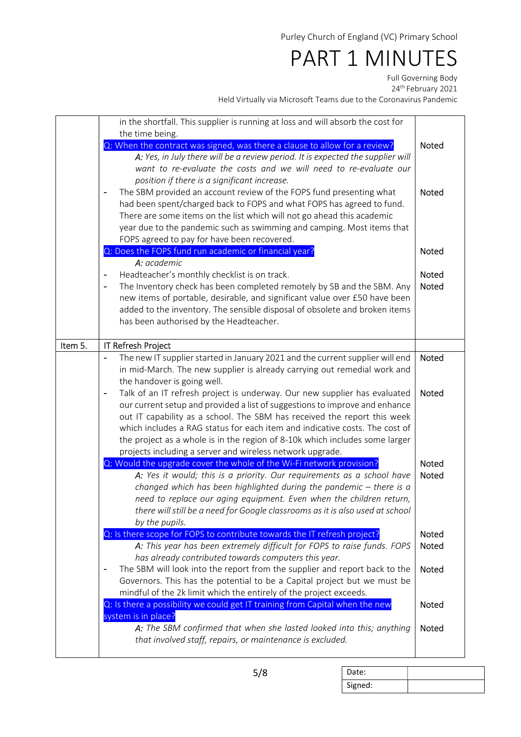| | | |
|---|---|---|
| | in the shortfall. This supplier is running at loss and will absorb the cost for the time being. | |
| | Q: When the contract was signed, was there a clause to allow for a review? | Noted |
| | *A: Yes, in July there will be a review period. It is expected the supplier will want to re-evaluate the costs and we will need to re-evaluate our position if there is a significant increase.* | |
| | - The SBM provided an account review of the FOPS fund presenting what had been spent/charged back to FOPS and what FOPS has agreed to fund. There are some items on the list which will not go ahead this academic year due to the pandemic such as swimming and camping. Most items that FOPS agreed to pay for have been recovered. | Noted |
| | Q: Does the FOPS fund run academic or financial year? | Noted |
| | *A: academic* | |
| | - Headteacher's monthly checklist is on track. | Noted |
| | - The Inventory check has been completed remotely by SB and the SBM. Any new items of portable, desirable, and significant value over £50 have been added to the inventory. The sensible disposal of obsolete and broken items has been authorised by the Headteacher. | Noted |
| Item 5. | IT Refresh Project | |
| | - The new IT supplier started in January 2021 and the current supplier will end in mid-March. The new supplier is already carrying out remedial work and the handover is going well. | Noted |
| | - Talk of an IT refresh project is underway. Our new supplier has evaluated our current setup and provided a list of suggestions to improve and enhance out IT capability as a school. The SBM has received the report this week which includes a RAG status for each item and indicative costs. The cost of the project as a whole is in the region of 8-10k which includes some larger projects including a server and wireless network upgrade. | Noted |
| | Q: Would the upgrade cover the whole of the Wi-Fi network provision? | Noted |
| | *A: Yes it would; this is a priority. Our requirements as a school have changed which has been highlighted during the pandemic – there is a need to replace our aging equipment. Even when the children return, there will still be a need for Google classrooms as it is also used at school by the pupils.* | Noted |
| | Q: Is there scope for FOPS to contribute towards the IT refresh project? | Noted |
| | *A: This year has been extremely difficult for FOPS to raise funds. FOPS has already contributed towards computers this year.* | Noted |
| | - The SBM will look into the report from the supplier and report back to the Governors. This has the potential to be a Capital project but we must be mindful of the 2k limit which the entirely of the project exceeds. | Noted |
| | Q: Is there a possibility we could get IT training from Capital when the new system is in place? | Noted |
| | *A: The SBM confirmed that when she lasted looked into this; anything that involved staff, repairs, or maintenance is excluded.* | Noted |

| | |
|---|---|
| Date: | |
| Signed: | |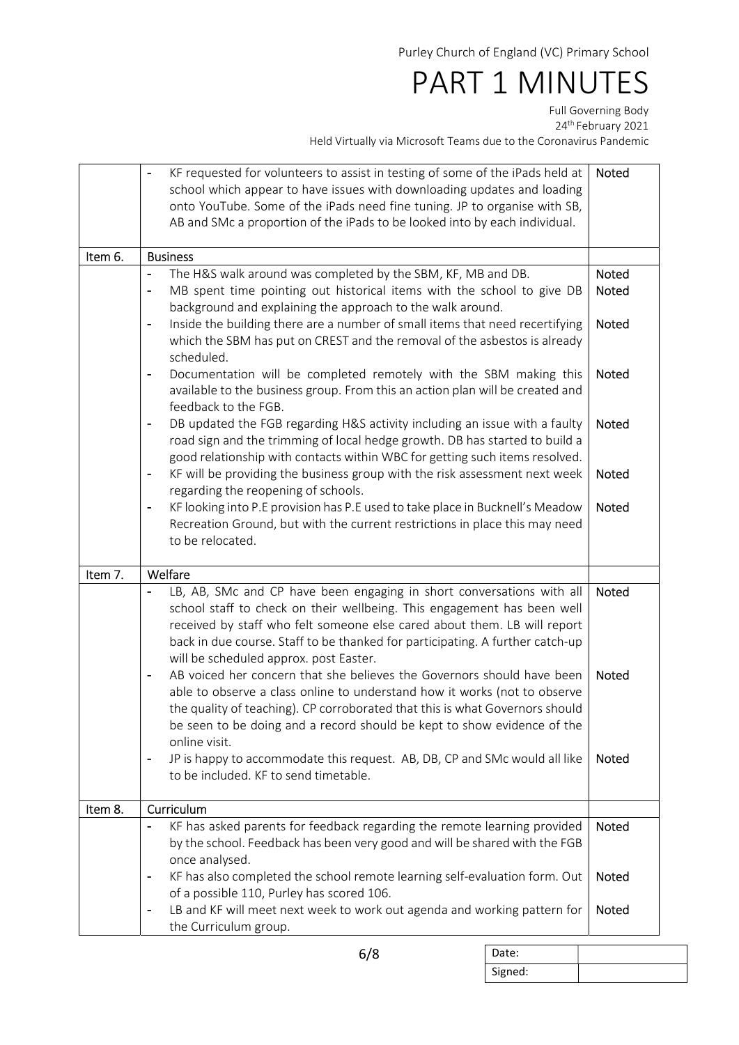| | | |
|---|---|---|
| | - KF requested for volunteers to assist in testing of some of the iPads held at school which appear to have issues with downloading updates and loading onto YouTube. Some of the iPads need fine tuning. JP to organise with SB, AB and SMc a proportion of the iPads to be looked into by each individual. | Noted |
| Item 6. | Business | |
| | - The H&S walk around was completed by the SBM, KF, MB and DB. | Noted |
| | - MB spent time pointing out historical items with the school to give DB background and explaining the approach to the walk around. | Noted |
| | - Inside the building there are a number of small items that need recertifying which the SBM has put on CREST and the removal of the asbestos is already scheduled. | Noted |
| | - Documentation will be completed remotely with the SBM making this available to the business group. From this an action plan will be created and feedback to the FGB. | Noted |
| | - DB updated the FGB regarding H&S activity including an issue with a faulty road sign and the trimming of local hedge growth. DB has started to build a good relationship with contacts within WBC for getting such items resolved. | Noted |
| | - KF will be providing the business group with the risk assessment next week regarding the reopening of schools. | Noted |
| | - KF looking into P.E provision has P.E used to take place in Bucknell's Meadow Recreation Ground, but with the current restrictions in place this may need to be relocated. | Noted |
| Item 7. | Welfare | |
| | - LB, AB, SMc and CP have been engaging in short conversations with all school staff to check on their wellbeing. This engagement has been well received by staff who felt someone else cared about them. LB will report back in due course. Staff to be thanked for participating. A further catch-up will be scheduled approx. post Easter. | Noted |
| | - AB voiced her concern that she believes the Governors should have been able to observe a class online to understand how it works (not to observe the quality of teaching). CP corroborated that this is what Governors should be seen to be doing and a record should be kept to show evidence of the online visit. | Noted |
| | - JP is happy to accommodate this request. AB, DB, CP and SMc would all like to be included. KF to send timetable. | Noted |
| Item 8. | Curriculum | |
| | - KF has asked parents for feedback regarding the remote learning provided by the school. Feedback has been very good and will be shared with the FGB once analysed. | Noted |
| | - KF has also completed the school remote learning self-evaluation form. Out of a possible 110, Purley has scored 106. | Noted |
| | - LB and KF will meet next week to work out agenda and working pattern for the Curriculum group. | Noted |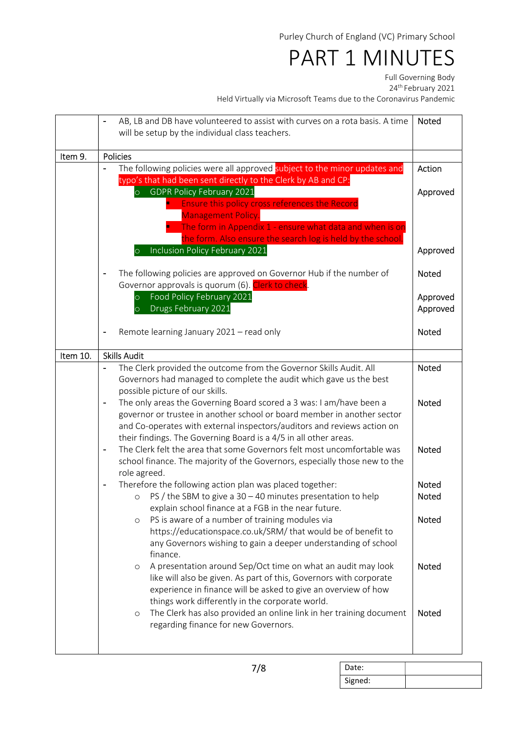| | | |
|---|---|---|
| | - AB, LB and DB have volunteered to assist with curves on a rota basis. A time will be setup by the individual class teachers. | Noted |
| Item 9. | Policies | |
| | - The following policies were all approved subject to the minor updates and typo's that had been sent directly to the Clerk by AB and CP: | Action |
| | ○ GDPR Policy February 2021 | Approved |
| | ▪ Ensure this policy cross references the Record Management Policy. | |
| | ▪ The form in Appendix 1 - ensure what data and when is on the form. Also ensure the search log is held by the school. | |
| | ○ Inclusion Policy February 2021 | Approved |
| | - The following policies are approved on Governor Hub if the number of Governor approvals is quorum (6). Clerk to check. | Noted |
| | ○ Food Policy February 2021 | Approved |
| | ○ Drugs February 2021 | Approved |
| | - Remote learning January 2021 – read only | Noted |
| Item 10. | Skills Audit | |
| | - The Clerk provided the outcome from the Governor Skills Audit. All Governors had managed to complete the audit which gave us the best possible picture of our skills. | Noted |
| | - The only areas the Governing Board scored a 3 was: I am/have been a governor or trustee in another school or board member in another sector and Co-operates with external inspectors/auditors and reviews action on their findings. The Governing Board is a 4/5 in all other areas. | Noted |
| | - The Clerk felt the area that some Governors felt most uncomfortable was school finance. The majority of the Governors, especially those new to the role agreed. | Noted |
| | - Therefore the following action plan was placed together: | Noted |
| | ○ PS / the SBM to give a 30 – 40 minutes presentation to help explain school finance at a FGB in the near future. | Noted |
| | ○ PS is aware of a number of training modules via https://educationspace.co.uk/SRM/ that would be of benefit to any Governors wishing to gain a deeper understanding of school finance. | Noted |
| | ○ A presentation around Sep/Oct time on what an audit may look like will also be given. As part of this, Governors with corporate experience in finance will be asked to give an overview of how things work differently in the corporate world. | Noted |
| | ○ The Clerk has also provided an online link in her training document regarding finance for new Governors. | Noted |

| | |
|---|---|
| Date: | |
| Signed: | |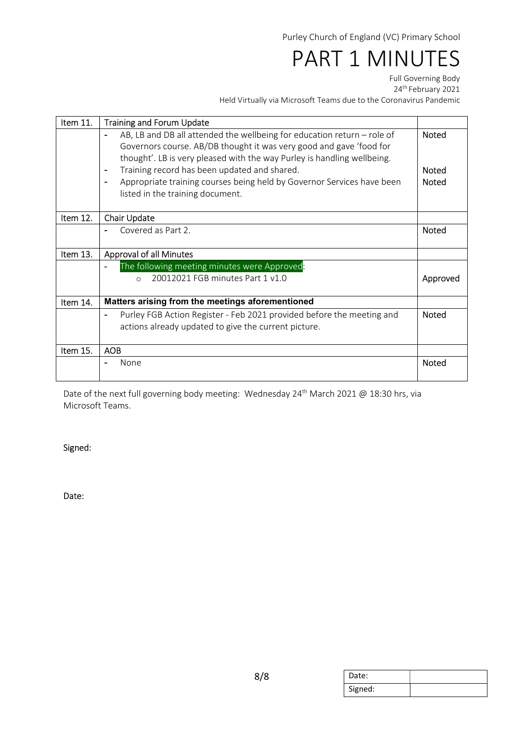Purley Church of England (VC) Primary School

# PART 1 MINUTES

Full Governing Body
24th February 2021
Held Virtually via Microsoft Teams due to the Coronavirus Pandemic

| | | |
|---|---|---|
| Item 11. | Training and Forum Update | |
| | - AB, LB and DB all attended the wellbeing for education return – role of Governors course. AB/DB thought it was very good and gave 'food for thought'. LB is very pleased with the way Purley is handling wellbeing. | Noted |
| | - Training record has been updated and shared. | Noted |
| | - Appropriate training courses being held by Governor Services have been listed in the training document. | Noted |
| Item 12. | Chair Update | |
| | - Covered as Part 2. | Noted |
| Item 13. | Approval of all Minutes | |
| | - The following meeting minutes were Approved:<br>○ 20012021 FGB minutes Part 1 v1.0 | Approved |
| Item 14. | **Matters arising from the meetings aforementioned** | |
| | - Purley FGB Action Register - Feb 2021 provided before the meeting and actions already updated to give the current picture. | Noted |
| Item 15. | AOB | |
| | - None | Noted |

Date of the next full governing body meeting: Wednesday 24th March 2021 @ 18:30 hrs, via Microsoft Teams.

Signed:

Date:

| | |
|---|---|
| Date: | |
| Signed: | |